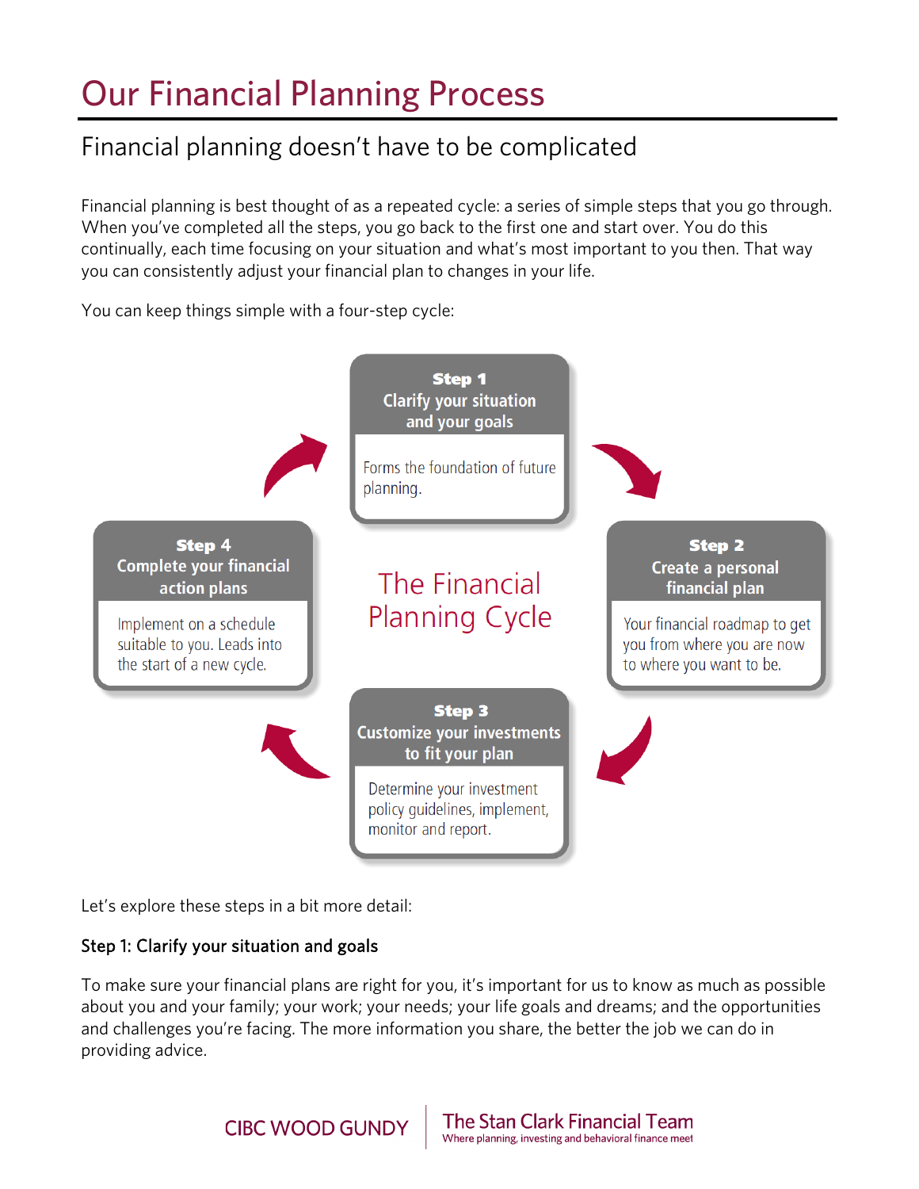# Our Financial Planning Process

## Financial planning doesn't have to be complicated

Financial planning is best thought of as a repeated cycle: a series of simple steps that you go through. When you've completed all the steps, you go back to the first one and start over. You do this continually, each time focusing on your situation and what's most important to you then. That way you can consistently adjust your financial plan to changes in your life.

You can keep things simple with a four-step cycle:

**The Financial Planning Cycle**

**Step 1**
**Clarify your situation and your goals**
Forms the foundation of future planning.

**Step 2**
**Create a personal financial plan**
Your financial roadmap to get you from where you are now to where you want to be.

**Step 3**
**Customize your investments to fit your plan**
Determine your investment policy guidelines, implement, monitor and report.

**Step 4**
**Complete your financial action plans**
Implement on a schedule suitable to you. Leads into the start of a new cycle.

Let's explore these steps in a bit more detail:

### Step 1: Clarify your situation and goals

To make sure your financial plans are right for you, it's important for us to know as much as possible about you and your family; your work; your needs; your life goals and dreams; and the opportunities and challenges you're facing. The more information you share, the better the job we can do in providing advice.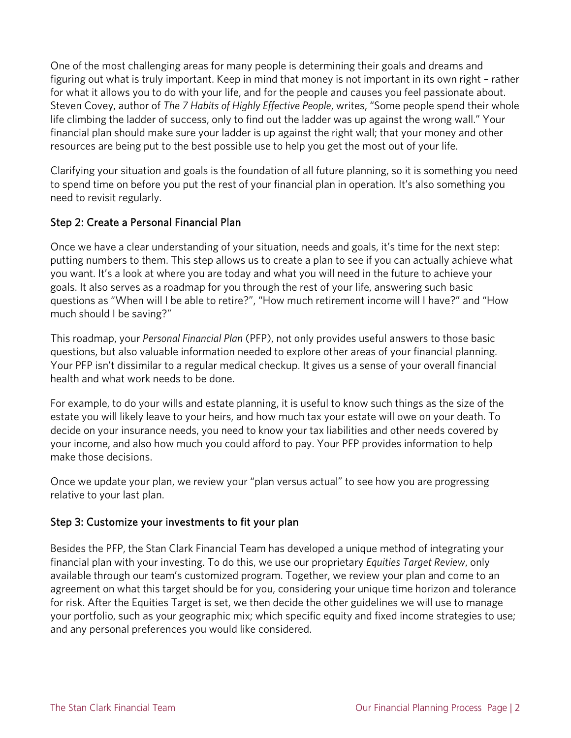One of the most challenging areas for many people is determining their goals and dreams and figuring out what is truly important. Keep in mind that money is not important in its own right – rather for what it allows you to do with your life, and for the people and causes you feel passionate about. Steven Covey, author of *The 7 Habits of Highly Effective People*, writes, "Some people spend their whole life climbing the ladder of success, only to find out the ladder was up against the wrong wall." Your financial plan should make sure your ladder is up against the right wall; that your money and other resources are being put to the best possible use to help you get the most out of your life.

Clarifying your situation and goals is the foundation of all future planning, so it is something you need to spend time on before you put the rest of your financial plan in operation. It's also something you need to revisit regularly.

### Step 2: Create a Personal Financial Plan

Once we have a clear understanding of your situation, needs and goals, it's time for the next step: putting numbers to them. This step allows us to create a plan to see if you can actually achieve what you want. It's a look at where you are today and what you will need in the future to achieve your goals. It also serves as a roadmap for you through the rest of your life, answering such basic questions as "When will I be able to retire?", "How much retirement income will I have?" and "How much should I be saving?"

This roadmap, your *Personal Financial Plan* (PFP), not only provides useful answers to those basic questions, but also valuable information needed to explore other areas of your financial planning. Your PFP isn't dissimilar to a regular medical checkup. It gives us a sense of your overall financial health and what work needs to be done.

For example, to do your wills and estate planning, it is useful to know such things as the size of the estate you will likely leave to your heirs, and how much tax your estate will owe on your death. To decide on your insurance needs, you need to know your tax liabilities and other needs covered by your income, and also how much you could afford to pay. Your PFP provides information to help make those decisions.

Once we update your plan, we review your "plan versus actual" to see how you are progressing relative to your last plan.

### Step 3: Customize your investments to fit your plan

Besides the PFP, the Stan Clark Financial Team has developed a unique method of integrating your financial plan with your investing. To do this, we use our proprietary *Equities Target Review*, only available through our team's customized program. Together, we review your plan and come to an agreement on what this target should be for you, considering your unique time horizon and tolerance for risk. After the Equities Target is set, we then decide the other guidelines we will use to manage your portfolio, such as your geographic mix; which specific equity and fixed income strategies to use; and any personal preferences you would like considered.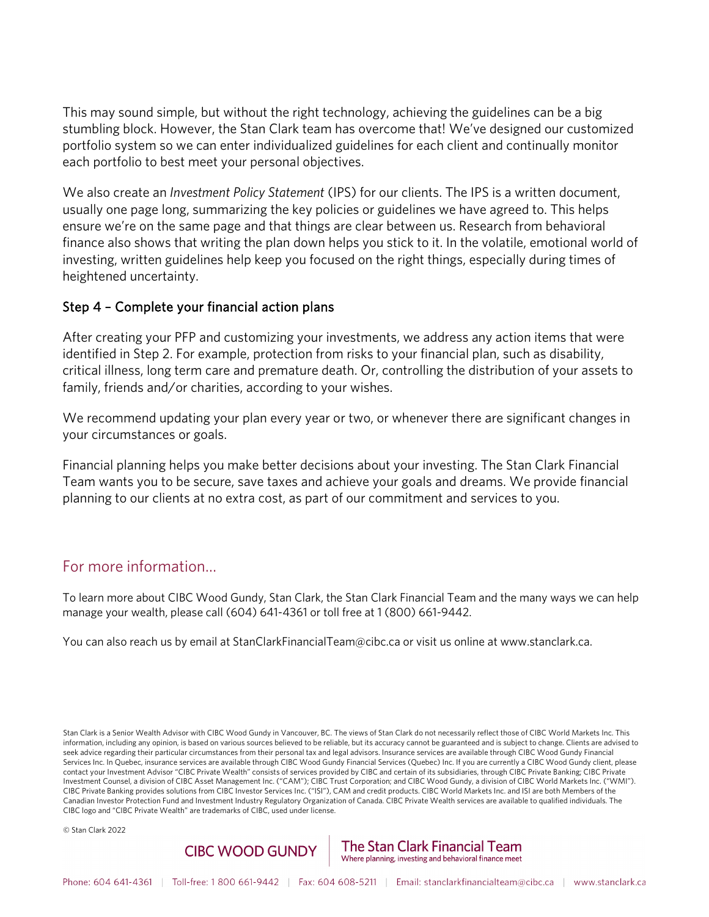This may sound simple, but without the right technology, achieving the guidelines can be a big stumbling block. However, the Stan Clark team has overcome that! We've designed our customized portfolio system so we can enter individualized guidelines for each client and continually monitor each portfolio to best meet your personal objectives.

We also create an *Investment Policy Statement* (IPS) for our clients. The IPS is a written document, usually one page long, summarizing the key policies or guidelines we have agreed to. This helps ensure we're on the same page and that things are clear between us. Research from behavioral finance also shows that writing the plan down helps you stick to it. In the volatile, emotional world of investing, written guidelines help keep you focused on the right things, especially during times of heightened uncertainty.

### Step 4 – Complete your financial action plans

After creating your PFP and customizing your investments, we address any action items that were identified in Step 2. For example, protection from risks to your financial plan, such as disability, critical illness, long term care and premature death. Or, controlling the distribution of your assets to family, friends and/or charities, according to your wishes.

We recommend updating your plan every year or two, or whenever there are significant changes in your circumstances or goals.

Financial planning helps you make better decisions about your investing. The Stan Clark Financial Team wants you to be secure, save taxes and achieve your goals and dreams. We provide financial planning to our clients at no extra cost, as part of our commitment and services to you.

## For more information…

To learn more about CIBC Wood Gundy, Stan Clark, the Stan Clark Financial Team and the many ways we can help manage your wealth, please call (604) 641-4361 or toll free at 1 (800) 661-9442.

You can also reach us by email at StanClarkFinancialTeam@cibc.ca or visit us online at www.stanclark.ca.

Stan Clark is a Senior Wealth Advisor with CIBC Wood Gundy in Vancouver, BC. The views of Stan Clark do not necessarily reflect those of CIBC World Markets Inc. This information, including any opinion, is based on various sources believed to be reliable, but its accuracy cannot be guaranteed and is subject to change. Clients are advised to seek advice regarding their particular circumstances from their personal tax and legal advisors. Insurance services are available through CIBC Wood Gundy Financial Services Inc. In Quebec, insurance services are available through CIBC Wood Gundy Financial Services (Quebec) Inc. If you are currently a CIBC Wood Gundy client, please contact your Investment Advisor "CIBC Private Wealth" consists of services provided by CIBC and certain of its subsidiaries, through CIBC Private Banking; CIBC Private Investment Counsel, a division of CIBC Asset Management Inc. ("CAM"); CIBC Trust Corporation; and CIBC Wood Gundy, a division of CIBC World Markets Inc. ("WMI"). CIBC Private Banking provides solutions from CIBC Investor Services Inc. ("ISI"), CAM and credit products. CIBC World Markets Inc. and ISI are both Members of the Canadian Investor Protection Fund and Investment Industry Regulatory Organization of Canada. CIBC Private Wealth services are available to qualified individuals. The CIBC logo and "CIBC Private Wealth" are trademarks of CIBC, used under license.

© Stan Clark 2022

CIBC WOOD GUNDY | The Stan Clark Financial Team
Where planning, investing and behavioral finance meet

Phone: 604 641-4361 | Toll-free: 1 800 661-9442 | Fax: 604 608-5211 | Email: stanclarkfinancialteam@cibc.ca | www.stanclark.ca